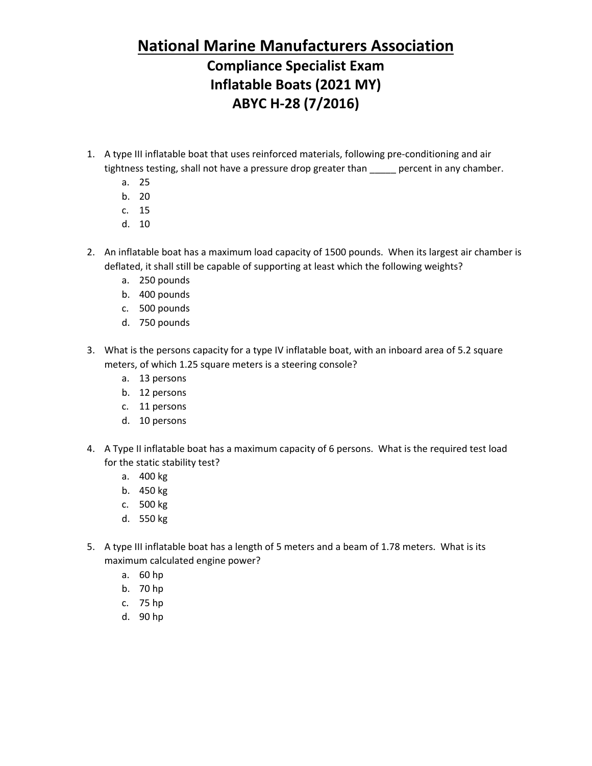# National Marine Manufacturers Association

## Compliance Specialist Exam
## Inflatable Boats (2021 MY)
## ABYC H-28 (7/2016)

1. A type III inflatable boat that uses reinforced materials, following pre-conditioning and air tightness testing, shall not have a pressure drop greater than _____ percent in any chamber.
   a. 25
   b. 20
   c. 15
   d. 10

2. An inflatable boat has a maximum load capacity of 1500 pounds. When its largest air chamber is deflated, it shall still be capable of supporting at least which the following weights?
   a. 250 pounds
   b. 400 pounds
   c. 500 pounds
   d. 750 pounds

3. What is the persons capacity for a type IV inflatable boat, with an inboard area of 5.2 square meters, of which 1.25 square meters is a steering console?
   a. 13 persons
   b. 12 persons
   c. 11 persons
   d. 10 persons

4. A Type II inflatable boat has a maximum capacity of 6 persons. What is the required test load for the static stability test?
   a. 400 kg
   b. 450 kg
   c. 500 kg
   d. 550 kg

5. A type III inflatable boat has a length of 5 meters and a beam of 1.78 meters. What is its maximum calculated engine power?
   a. 60 hp
   b. 70 hp
   c. 75 hp
   d. 90 hp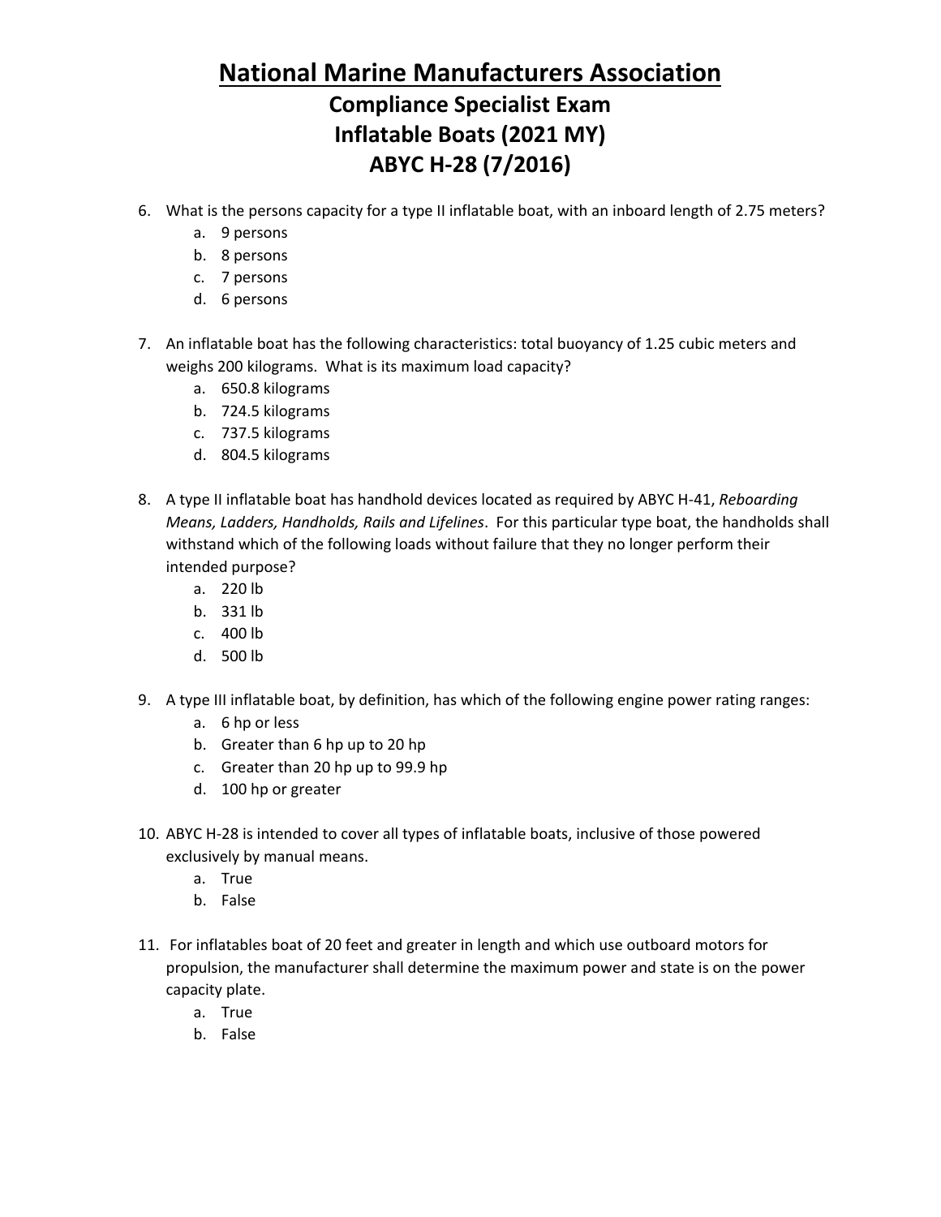# National Marine Manufacturers Association

## Compliance Specialist Exam
## Inflatable Boats (2021 MY)
## ABYC H-28 (7/2016)

6. What is the persons capacity for a type II inflatable boat, with an inboard length of 2.75 meters?
   a. 9 persons
   b. 8 persons
   c. 7 persons
   d. 6 persons

7. An inflatable boat has the following characteristics: total buoyancy of 1.25 cubic meters and weighs 200 kilograms. What is its maximum load capacity?
   a. 650.8 kilograms
   b. 724.5 kilograms
   c. 737.5 kilograms
   d. 804.5 kilograms

8. A type II inflatable boat has handhold devices located as required by ABYC H-41, *Reboarding Means, Ladders, Handholds, Rails and Lifelines*. For this particular type boat, the handholds shall withstand which of the following loads without failure that they no longer perform their intended purpose?
   a. 220 lb
   b. 331 lb
   c. 400 lb
   d. 500 lb

9. A type III inflatable boat, by definition, has which of the following engine power rating ranges:
   a. 6 hp or less
   b. Greater than 6 hp up to 20 hp
   c. Greater than 20 hp up to 99.9 hp
   d. 100 hp or greater

10. ABYC H-28 is intended to cover all types of inflatable boats, inclusive of those powered exclusively by manual means.
    a. True
    b. False

11. For inflatables boat of 20 feet and greater in length and which use outboard motors for propulsion, the manufacturer shall determine the maximum power and state is on the power capacity plate.
    a. True
    b. False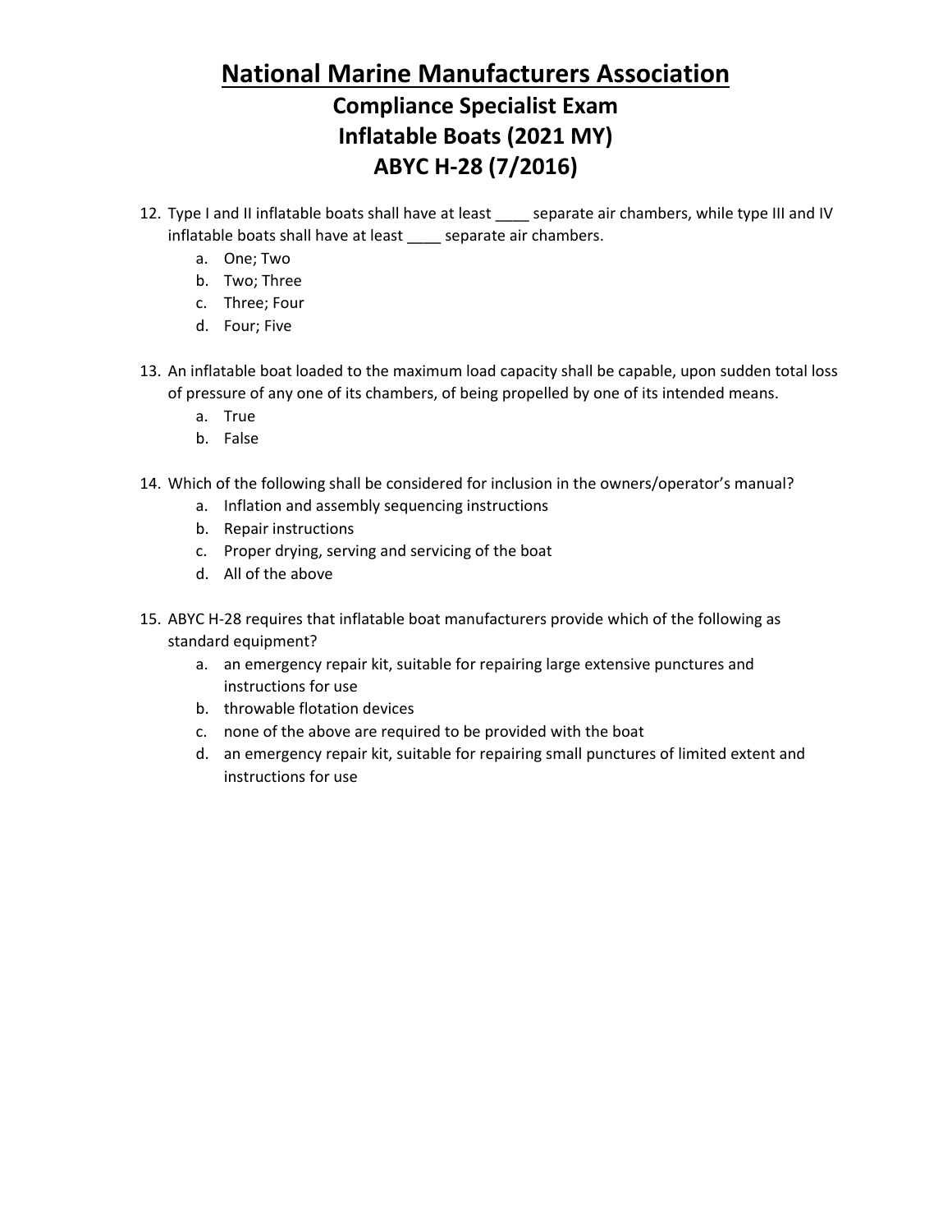# National Marine Manufacturers Association

## Compliance Specialist Exam
## Inflatable Boats (2021 MY)
## ABYC H-28 (7/2016)

12. Type I and II inflatable boats shall have at least ____ separate air chambers, while type III and IV inflatable boats shall have at least ____ separate air chambers.
    a. One; Two
    b. Two; Three
    c. Three; Four
    d. Four; Five

13. An inflatable boat loaded to the maximum load capacity shall be capable, upon sudden total loss of pressure of any one of its chambers, of being propelled by one of its intended means.
    a. True
    b. False

14. Which of the following shall be considered for inclusion in the owners/operator's manual?
    a. Inflation and assembly sequencing instructions
    b. Repair instructions
    c. Proper drying, serving and servicing of the boat
    d. All of the above

15. ABYC H-28 requires that inflatable boat manufacturers provide which of the following as standard equipment?
    a. an emergency repair kit, suitable for repairing large extensive punctures and instructions for use
    b. throwable flotation devices
    c. none of the above are required to be provided with the boat
    d. an emergency repair kit, suitable for repairing small punctures of limited extent and instructions for use